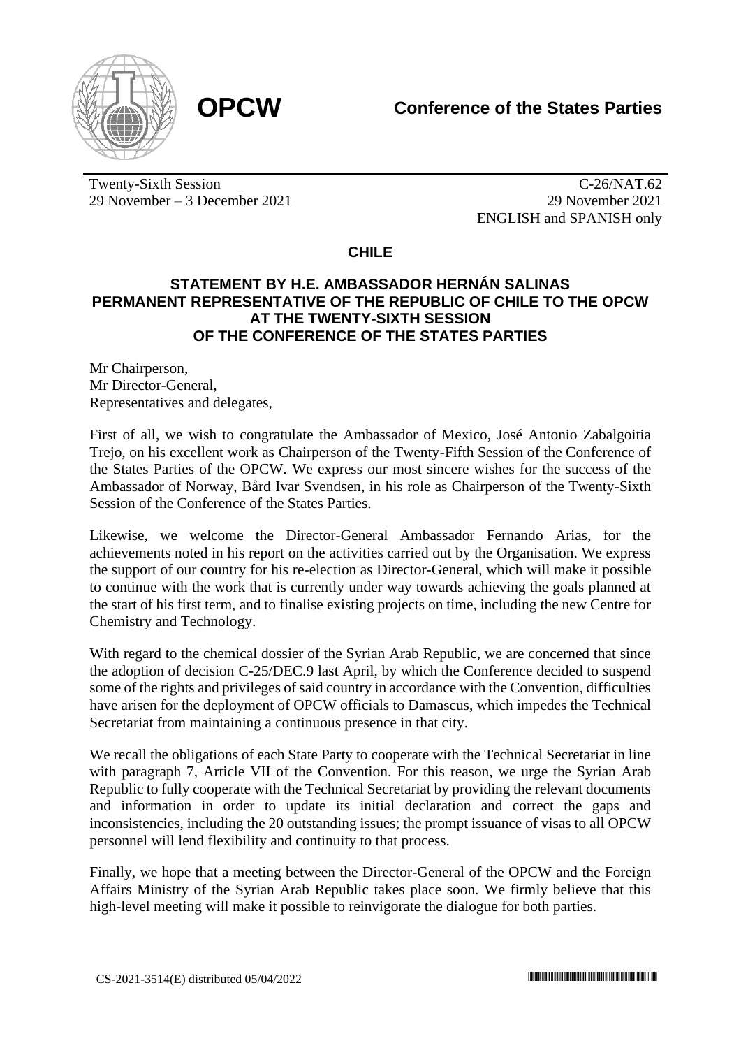**OPCW** **Conference of the States Parties**

Twenty-Sixth Session
29 November – 3 December 2021

C-26/NAT.62
29 November 2021
ENGLISH and SPANISH only

## CHILE

### STATEMENT BY H.E. AMBASSADOR HERNÁN SALINAS PERMANENT REPRESENTATIVE OF THE REPUBLIC OF CHILE TO THE OPCW AT THE TWENTY-SIXTH SESSION OF THE CONFERENCE OF THE STATES PARTIES

Mr Chairperson,
Mr Director-General,
Representatives and delegates,

First of all, we wish to congratulate the Ambassador of Mexico, José Antonio Zabalgoitia Trejo, on his excellent work as Chairperson of the Twenty-Fifth Session of the Conference of the States Parties of the OPCW. We express our most sincere wishes for the success of the Ambassador of Norway, Bård Ivar Svendsen, in his role as Chairperson of the Twenty-Sixth Session of the Conference of the States Parties.

Likewise, we welcome the Director-General Ambassador Fernando Arias, for the achievements noted in his report on the activities carried out by the Organisation. We express the support of our country for his re-election as Director-General, which will make it possible to continue with the work that is currently under way towards achieving the goals planned at the start of his first term, and to finalise existing projects on time, including the new Centre for Chemistry and Technology.

With regard to the chemical dossier of the Syrian Arab Republic, we are concerned that since the adoption of decision C-25/DEC.9 last April, by which the Conference decided to suspend some of the rights and privileges of said country in accordance with the Convention, difficulties have arisen for the deployment of OPCW officials to Damascus, which impedes the Technical Secretariat from maintaining a continuous presence in that city.

We recall the obligations of each State Party to cooperate with the Technical Secretariat in line with paragraph 7, Article VII of the Convention. For this reason, we urge the Syrian Arab Republic to fully cooperate with the Technical Secretariat by providing the relevant documents and information in order to update its initial declaration and correct the gaps and inconsistencies, including the 20 outstanding issues; the prompt issuance of visas to all OPCW personnel will lend flexibility and continuity to that process.

Finally, we hope that a meeting between the Director-General of the OPCW and the Foreign Affairs Ministry of the Syrian Arab Republic takes place soon. We firmly believe that this high-level meeting will make it possible to reinvigorate the dialogue for both parties.

CS-2021-3514(E) distributed 05/04/2022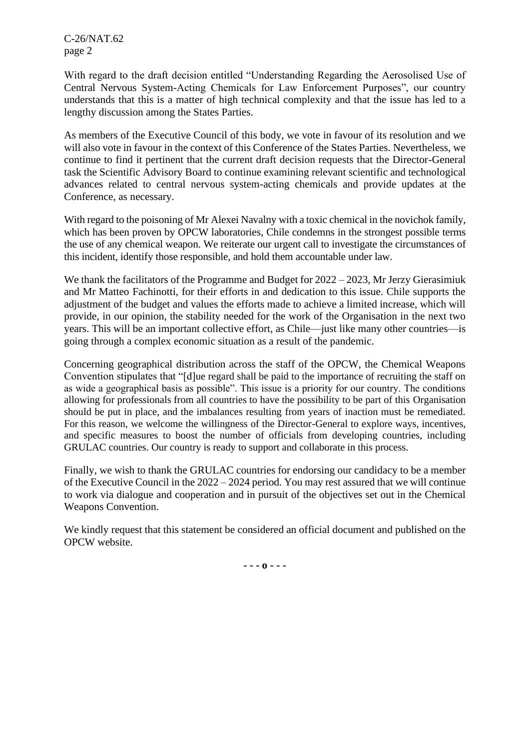With regard to the draft decision entitled “Understanding Regarding the Aerosolised Use of Central Nervous System-Acting Chemicals for Law Enforcement Purposes”, our country understands that this is a matter of high technical complexity and that the issue has led to a lengthy discussion among the States Parties.

As members of the Executive Council of this body, we vote in favour of its resolution and we will also vote in favour in the context of this Conference of the States Parties. Nevertheless, we continue to find it pertinent that the current draft decision requests that the Director-General task the Scientific Advisory Board to continue examining relevant scientific and technological advances related to central nervous system-acting chemicals and provide updates at the Conference, as necessary.

With regard to the poisoning of Mr Alexei Navalny with a toxic chemical in the novichok family, which has been proven by OPCW laboratories, Chile condemns in the strongest possible terms the use of any chemical weapon. We reiterate our urgent call to investigate the circumstances of this incident, identify those responsible, and hold them accountable under law.

We thank the facilitators of the Programme and Budget for 2022 – 2023, Mr Jerzy Gierasimiuk and Mr Matteo Fachinotti, for their efforts in and dedication to this issue. Chile supports the adjustment of the budget and values the efforts made to achieve a limited increase, which will provide, in our opinion, the stability needed for the work of the Organisation in the next two years. This will be an important collective effort, as Chile—just like many other countries—is going through a complex economic situation as a result of the pandemic.

Concerning geographical distribution across the staff of the OPCW, the Chemical Weapons Convention stipulates that “[d]ue regard shall be paid to the importance of recruiting the staff on as wide a geographical basis as possible”. This issue is a priority for our country. The conditions allowing for professionals from all countries to have the possibility to be part of this Organisation should be put in place, and the imbalances resulting from years of inaction must be remediated. For this reason, we welcome the willingness of the Director-General to explore ways, incentives, and specific measures to boost the number of officials from developing countries, including GRULAC countries. Our country is ready to support and collaborate in this process.

Finally, we wish to thank the GRULAC countries for endorsing our candidacy to be a member of the Executive Council in the 2022 – 2024 period. You may rest assured that we will continue to work via dialogue and cooperation and in pursuit of the objectives set out in the Chemical Weapons Convention.

We kindly request that this statement be considered an official document and published on the OPCW website.

**- - - o - - -**